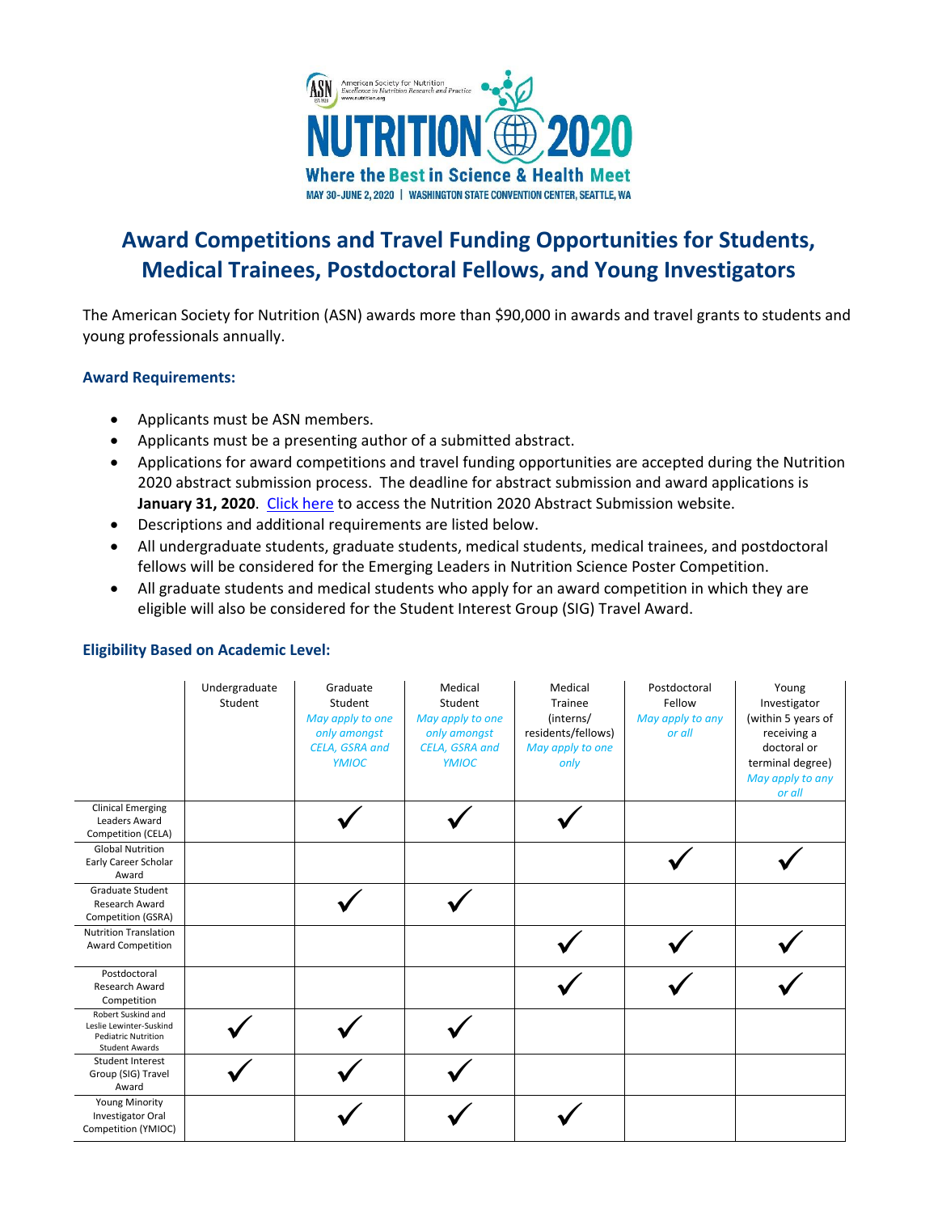American Society for Nutrition
Excellence in Nutrition Research and Practice
www.nutrition.org

NUTRITION 2020

Where the Best in Science & Health Meet

MAY 30-JUNE 2, 2020 | WASHINGTON STATE CONVENTION CENTER, SEATTLE, WA

# Award Competitions and Travel Funding Opportunities for Students, Medical Trainees, Postdoctoral Fellows, and Young Investigators

The American Society for Nutrition (ASN) awards more than $90,000 in awards and travel grants to students and young professionals annually.

### Award Requirements:

- Applicants must be ASN members.
- Applicants must be a presenting author of a submitted abstract.
- Applications for award competitions and travel funding opportunities are accepted during the Nutrition 2020 abstract submission process. The deadline for abstract submission and award applications is **January 31, 2020**. Click here to access the Nutrition 2020 Abstract Submission website.
- Descriptions and additional requirements are listed below.
- All undergraduate students, graduate students, medical students, medical trainees, and postdoctoral fellows will be considered for the Emerging Leaders in Nutrition Science Poster Competition.
- All graduate students and medical students who apply for an award competition in which they are eligible will also be considered for the Student Interest Group (SIG) Travel Award.

### Eligibility Based on Academic Level:

| | Undergraduate Student | Graduate Student *May apply to one only amongst CELA, GSRA and YMIOC* | Medical Student *May apply to one only amongst CELA, GSRA and YMIOC* | Medical Trainee (interns/ residents/fellows) *May apply to one only* | Postdoctoral Fellow *May apply to any or all* | Young Investigator (within 5 years of receiving a doctoral or terminal degree) *May apply to any or all* |
|---|---|---|---|---|---|---|
| Clinical Emerging Leaders Award Competition (CELA) | | ✓ | ✓ | ✓ | | |
| Global Nutrition Early Career Scholar Award | | | | | ✓ | ✓ |
| Graduate Student Research Award Competition (GSRA) | | ✓ | ✓ | | | |
| Nutrition Translation Award Competition | | | | ✓ | ✓ | ✓ |
| Postdoctoral Research Award Competition | | | | ✓ | ✓ | ✓ |
| Robert Suskind and Leslie Lewinter-Suskind Pediatric Nutrition Student Awards | ✓ | ✓ | ✓ | | | |
| Student Interest Group (SIG) Travel Award | ✓ | ✓ | ✓ | | | |
| Young Minority Investigator Oral Competition (YMIOC) | | ✓ | ✓ | ✓ | | |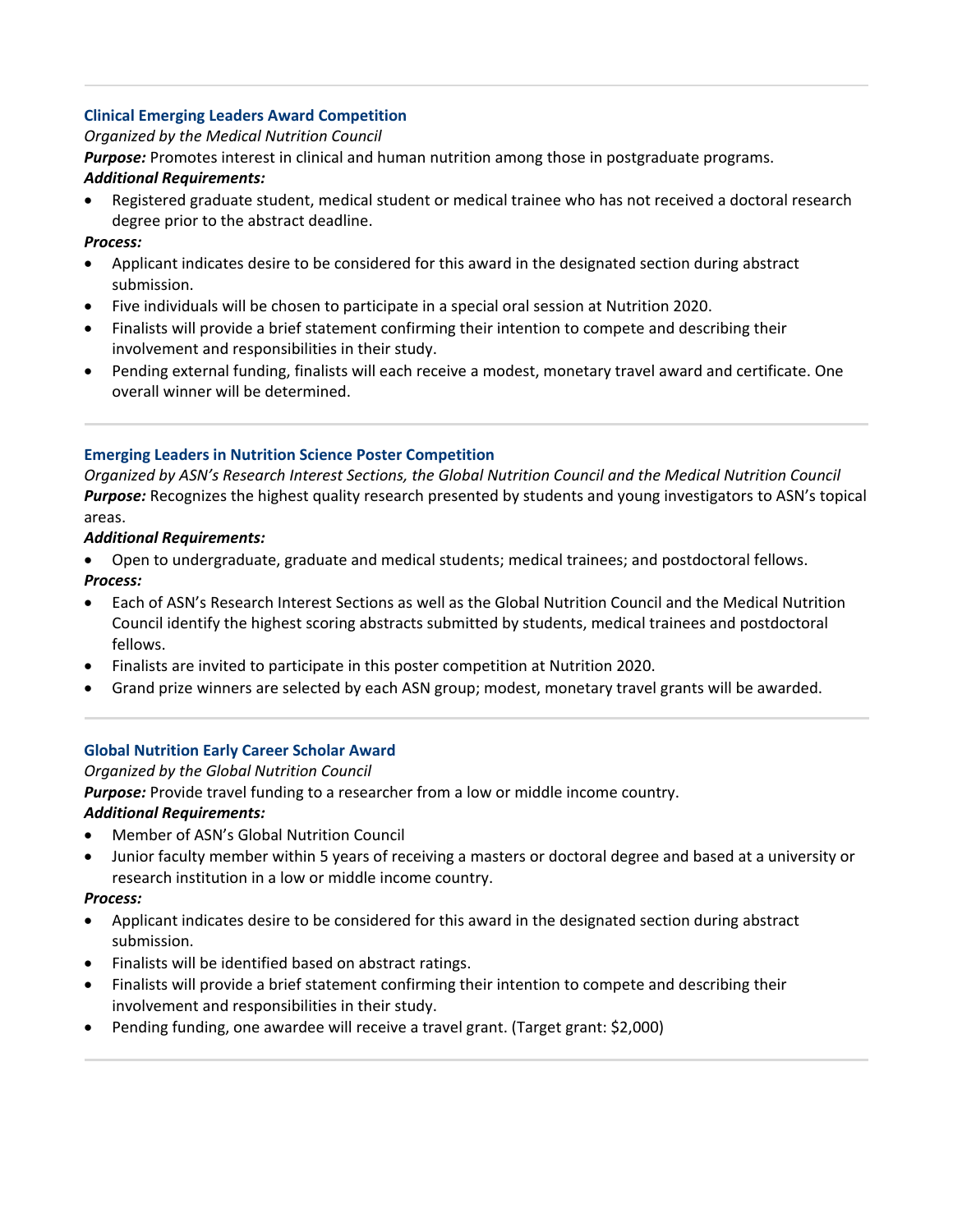---

### Clinical Emerging Leaders Award Competition

*Organized by the Medical Nutrition Council*

***Purpose:*** Promotes interest in clinical and human nutrition among those in postgraduate programs.

***Additional Requirements:***

- Registered graduate student, medical student or medical trainee who has not received a doctoral research degree prior to the abstract deadline.

***Process:***

- Applicant indicates desire to be considered for this award in the designated section during abstract submission.
- Five individuals will be chosen to participate in a special oral session at Nutrition 2020.
- Finalists will provide a brief statement confirming their intention to compete and describing their involvement and responsibilities in their study.
- Pending external funding, finalists will each receive a modest, monetary travel award and certificate. One overall winner will be determined.

---

### Emerging Leaders in Nutrition Science Poster Competition

*Organized by ASN's Research Interest Sections, the Global Nutrition Council and the Medical Nutrition Council*

***Purpose:*** Recognizes the highest quality research presented by students and young investigators to ASN's topical areas.

***Additional Requirements:***

- Open to undergraduate, graduate and medical students; medical trainees; and postdoctoral fellows.

***Process:***

- Each of ASN's Research Interest Sections as well as the Global Nutrition Council and the Medical Nutrition Council identify the highest scoring abstracts submitted by students, medical trainees and postdoctoral fellows.
- Finalists are invited to participate in this poster competition at Nutrition 2020.
- Grand prize winners are selected by each ASN group; modest, monetary travel grants will be awarded.

---

### Global Nutrition Early Career Scholar Award

*Organized by the Global Nutrition Council*

***Purpose:*** Provide travel funding to a researcher from a low or middle income country.

***Additional Requirements:***

- Member of ASN's Global Nutrition Council
- Junior faculty member within 5 years of receiving a masters or doctoral degree and based at a university or research institution in a low or middle income country.

***Process:***

- Applicant indicates desire to be considered for this award in the designated section during abstract submission.
- Finalists will be identified based on abstract ratings.
- Finalists will provide a brief statement confirming their intention to compete and describing their involvement and responsibilities in their study.
- Pending funding, one awardee will receive a travel grant. (Target grant: $2,000)

---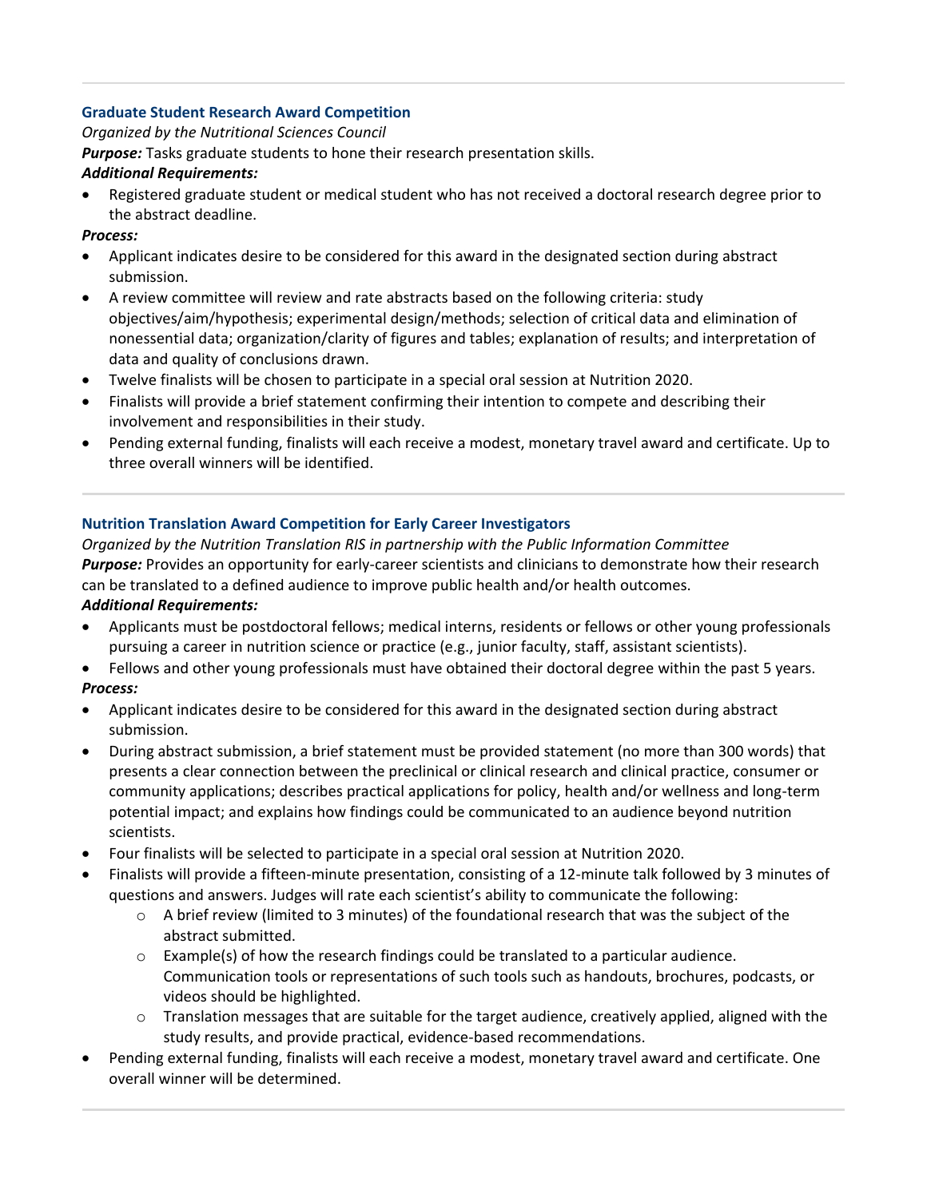---

### Graduate Student Research Award Competition

*Organized by the Nutritional Sciences Council*

***Purpose:*** Tasks graduate students to hone their research presentation skills.

***Additional Requirements:***

- Registered graduate student or medical student who has not received a doctoral research degree prior to the abstract deadline.

***Process:***

- Applicant indicates desire to be considered for this award in the designated section during abstract submission.
- A review committee will review and rate abstracts based on the following criteria: study objectives/aim/hypothesis; experimental design/methods; selection of critical data and elimination of nonessential data; organization/clarity of figures and tables; explanation of results; and interpretation of data and quality of conclusions drawn.
- Twelve finalists will be chosen to participate in a special oral session at Nutrition 2020.
- Finalists will provide a brief statement confirming their intention to compete and describing their involvement and responsibilities in their study.
- Pending external funding, finalists will each receive a modest, monetary travel award and certificate. Up to three overall winners will be identified.

---

### Nutrition Translation Award Competition for Early Career Investigators

*Organized by the Nutrition Translation RIS in partnership with the Public Information Committee*

***Purpose:*** Provides an opportunity for early-career scientists and clinicians to demonstrate how their research can be translated to a defined audience to improve public health and/or health outcomes.

***Additional Requirements:***

- Applicants must be postdoctoral fellows; medical interns, residents or fellows or other young professionals pursuing a career in nutrition science or practice (e.g., junior faculty, staff, assistant scientists).
- Fellows and other young professionals must have obtained their doctoral degree within the past 5 years.

***Process:***

- Applicant indicates desire to be considered for this award in the designated section during abstract submission.
- During abstract submission, a brief statement must be provided statement (no more than 300 words) that presents a clear connection between the preclinical or clinical research and clinical practice, consumer or community applications; describes practical applications for policy, health and/or wellness and long-term potential impact; and explains how findings could be communicated to an audience beyond nutrition scientists.
- Four finalists will be selected to participate in a special oral session at Nutrition 2020.
- Finalists will provide a fifteen-minute presentation, consisting of a 12-minute talk followed by 3 minutes of questions and answers. Judges will rate each scientist's ability to communicate the following:
  - A brief review (limited to 3 minutes) of the foundational research that was the subject of the abstract submitted.
  - Example(s) of how the research findings could be translated to a particular audience. Communication tools or representations of such tools such as handouts, brochures, podcasts, or videos should be highlighted.
  - Translation messages that are suitable for the target audience, creatively applied, aligned with the study results, and provide practical, evidence-based recommendations.
- Pending external funding, finalists will each receive a modest, monetary travel award and certificate. One overall winner will be determined.

---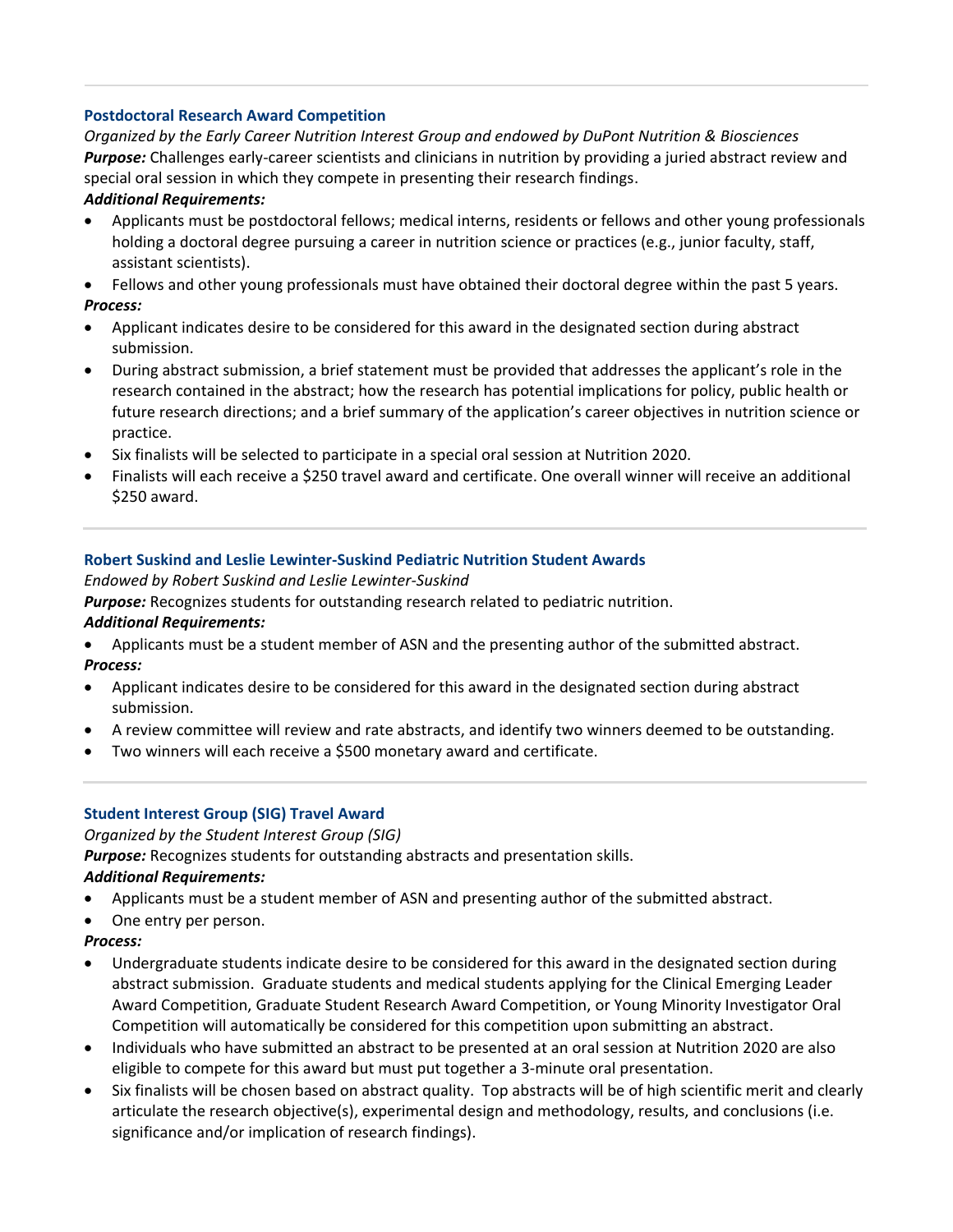### Postdoctoral Research Award Competition

*Organized by the Early Career Nutrition Interest Group and endowed by DuPont Nutrition & Biosciences*

***Purpose:*** Challenges early-career scientists and clinicians in nutrition by providing a juried abstract review and special oral session in which they compete in presenting their research findings.

***Additional Requirements:***

- Applicants must be postdoctoral fellows; medical interns, residents or fellows and other young professionals holding a doctoral degree pursuing a career in nutrition science or practices (e.g., junior faculty, staff, assistant scientists).
- Fellows and other young professionals must have obtained their doctoral degree within the past 5 years.

***Process:***

- Applicant indicates desire to be considered for this award in the designated section during abstract submission.
- During abstract submission, a brief statement must be provided that addresses the applicant's role in the research contained in the abstract; how the research has potential implications for policy, public health or future research directions; and a brief summary of the application's career objectives in nutrition science or practice.
- Six finalists will be selected to participate in a special oral session at Nutrition 2020.
- Finalists will each receive a $250 travel award and certificate. One overall winner will receive an additional $250 award.

### Robert Suskind and Leslie Lewinter-Suskind Pediatric Nutrition Student Awards

*Endowed by Robert Suskind and Leslie Lewinter-Suskind*

***Purpose:*** Recognizes students for outstanding research related to pediatric nutrition.

***Additional Requirements:***

- Applicants must be a student member of ASN and the presenting author of the submitted abstract.

***Process:***

- Applicant indicates desire to be considered for this award in the designated section during abstract submission.
- A review committee will review and rate abstracts, and identify two winners deemed to be outstanding.
- Two winners will each receive a $500 monetary award and certificate.

### Student Interest Group (SIG) Travel Award

*Organized by the Student Interest Group (SIG)*

***Purpose:*** Recognizes students for outstanding abstracts and presentation skills.

***Additional Requirements:***

- Applicants must be a student member of ASN and presenting author of the submitted abstract.
- One entry per person.

***Process:***

- Undergraduate students indicate desire to be considered for this award in the designated section during abstract submission. Graduate students and medical students applying for the Clinical Emerging Leader Award Competition, Graduate Student Research Award Competition, or Young Minority Investigator Oral Competition will automatically be considered for this competition upon submitting an abstract.
- Individuals who have submitted an abstract to be presented at an oral session at Nutrition 2020 are also eligible to compete for this award but must put together a 3-minute oral presentation.
- Six finalists will be chosen based on abstract quality. Top abstracts will be of high scientific merit and clearly articulate the research objective(s), experimental design and methodology, results, and conclusions (i.e. significance and/or implication of research findings).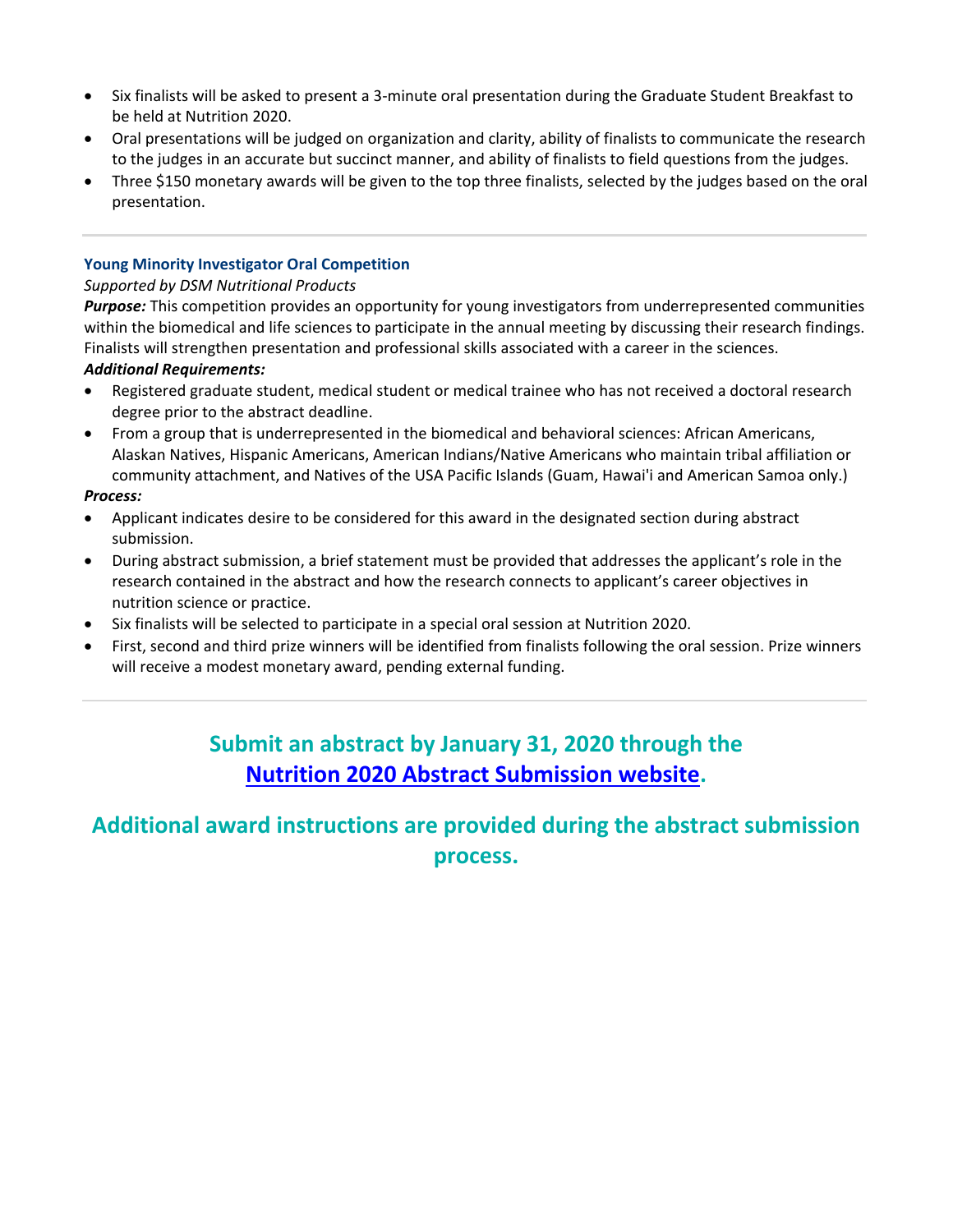- Six finalists will be asked to present a 3-minute oral presentation during the Graduate Student Breakfast to be held at Nutrition 2020.
- Oral presentations will be judged on organization and clarity, ability of finalists to communicate the research to the judges in an accurate but succinct manner, and ability of finalists to field questions from the judges.
- Three $150 monetary awards will be given to the top three finalists, selected by the judges based on the oral presentation.

---

### Young Minority Investigator Oral Competition

*Supported by DSM Nutritional Products*

***Purpose:*** This competition provides an opportunity for young investigators from underrepresented communities within the biomedical and life sciences to participate in the annual meeting by discussing their research findings. Finalists will strengthen presentation and professional skills associated with a career in the sciences.

***Additional Requirements:***

- Registered graduate student, medical student or medical trainee who has not received a doctoral research degree prior to the abstract deadline.
- From a group that is underrepresented in the biomedical and behavioral sciences: African Americans, Alaskan Natives, Hispanic Americans, American Indians/Native Americans who maintain tribal affiliation or community attachment, and Natives of the USA Pacific Islands (Guam, Hawai'i and American Samoa only.)

***Process:***

- Applicant indicates desire to be considered for this award in the designated section during abstract submission.
- During abstract submission, a brief statement must be provided that addresses the applicant's role in the research contained in the abstract and how the research connects to applicant's career objectives in nutrition science or practice.
- Six finalists will be selected to participate in a special oral session at Nutrition 2020.
- First, second and third prize winners will be identified from finalists following the oral session. Prize winners will receive a modest monetary award, pending external funding.

---

## Submit an abstract by January 31, 2020 through the Nutrition 2020 Abstract Submission website.

## Additional award instructions are provided during the abstract submission process.